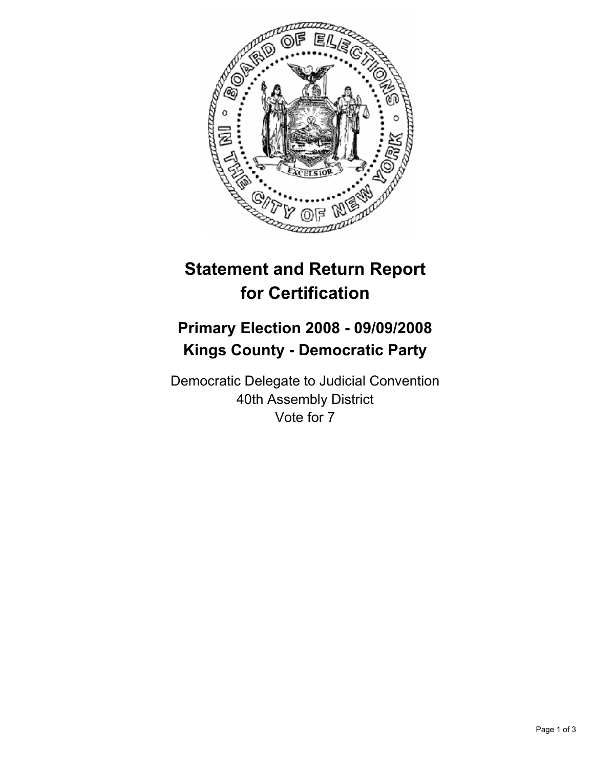# Statement and Return Report for Certification

## Primary Election 2008 - 09/09/2008
## Kings County - Democratic Party

Democratic Delegate to Judicial Convention
40th Assembly District
Vote for 7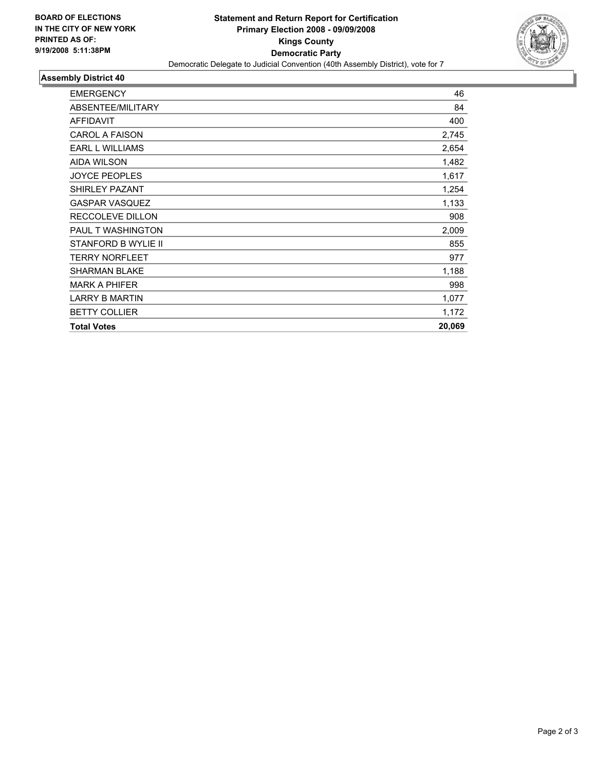**BOARD OF ELECTIONS IN THE CITY OF NEW YORK PRINTED AS OF: 9/19/2008 5:11:38PM**

# Statement and Return Report for Certification
## Primary Election 2008 - 09/09/2008
## Kings County
## Democratic Party

Democratic Delegate to Judicial Convention (40th Assembly District), vote for 7

### Assembly District 40

| | |
|---|---|
| EMERGENCY | 46 |
| ABSENTEE/MILITARY | 84 |
| AFFIDAVIT | 400 |
| CAROL A FAISON | 2,745 |
| EARL L WILLIAMS | 2,654 |
| AIDA WILSON | 1,482 |
| JOYCE PEOPLES | 1,617 |
| SHIRLEY PAZANT | 1,254 |
| GASPAR VASQUEZ | 1,133 |
| RECCOLEVE DILLON | 908 |
| PAUL T WASHINGTON | 2,009 |
| STANFORD B WYLIE II | 855 |
| TERRY NORFLEET | 977 |
| SHARMAN BLAKE | 1,188 |
| MARK A PHIFER | 998 |
| LARRY B MARTIN | 1,077 |
| BETTY COLLIER | 1,172 |
| **Total Votes** | **20,069** |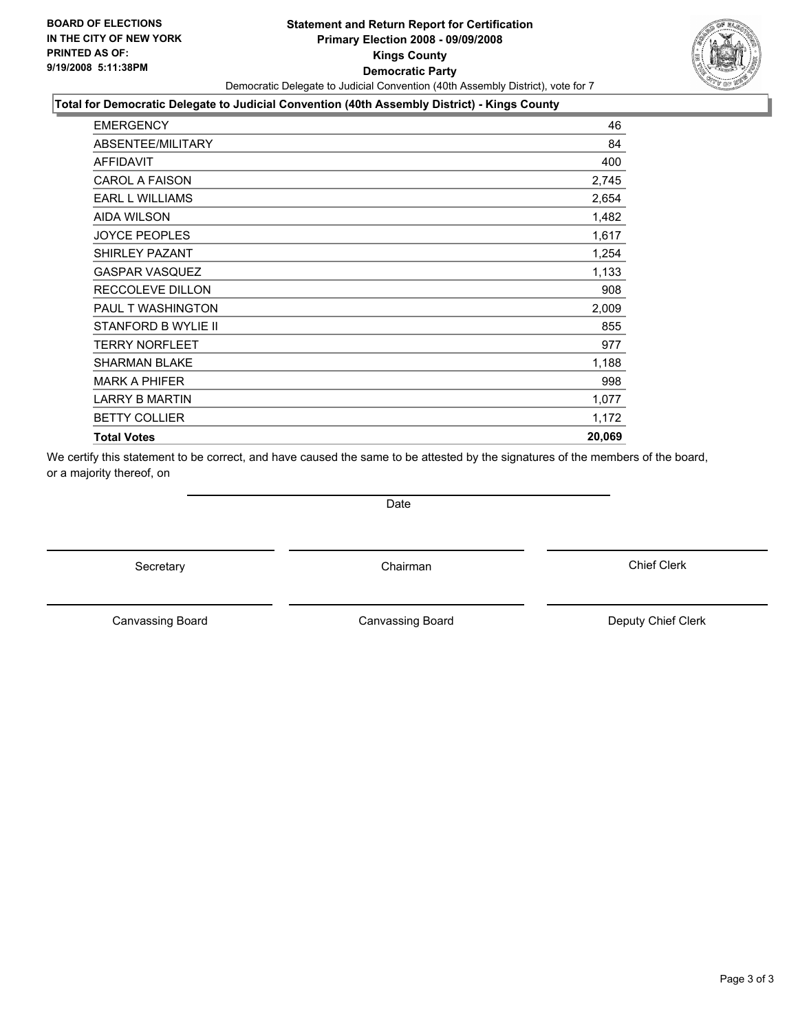**BOARD OF ELECTIONS**
**IN THE CITY OF NEW YORK**
**PRINTED AS OF:**
**9/19/2008 5:11:38PM**

**Statement and Return Report for Certification**
**Primary Election 2008 - 09/09/2008**
**Kings County**
**Democratic Party**
Democratic Delegate to Judicial Convention (40th Assembly District), vote for 7

**Total for Democratic Delegate to Judicial Convention (40th Assembly District) - Kings County**

| | |
|---|---|
| EMERGENCY | 46 |
| ABSENTEE/MILITARY | 84 |
| AFFIDAVIT | 400 |
| CAROL A FAISON | 2,745 |
| EARL L WILLIAMS | 2,654 |
| AIDA WILSON | 1,482 |
| JOYCE PEOPLES | 1,617 |
| SHIRLEY PAZANT | 1,254 |
| GASPAR VASQUEZ | 1,133 |
| RECCOLEVE DILLON | 908 |
| PAUL T WASHINGTON | 2,009 |
| STANFORD B WYLIE II | 855 |
| TERRY NORFLEET | 977 |
| SHARMAN BLAKE | 1,188 |
| MARK A PHIFER | 998 |
| LARRY B MARTIN | 1,077 |
| BETTY COLLIER | 1,172 |
| **Total Votes** | **20,069** |

We certify this statement to be correct, and have caused the same to be attested by the signatures of the members of the board, or a majority thereof, on

Date

Secretary | Chairman | Chief Clerk

Canvassing Board | Canvassing Board | Deputy Chief Clerk